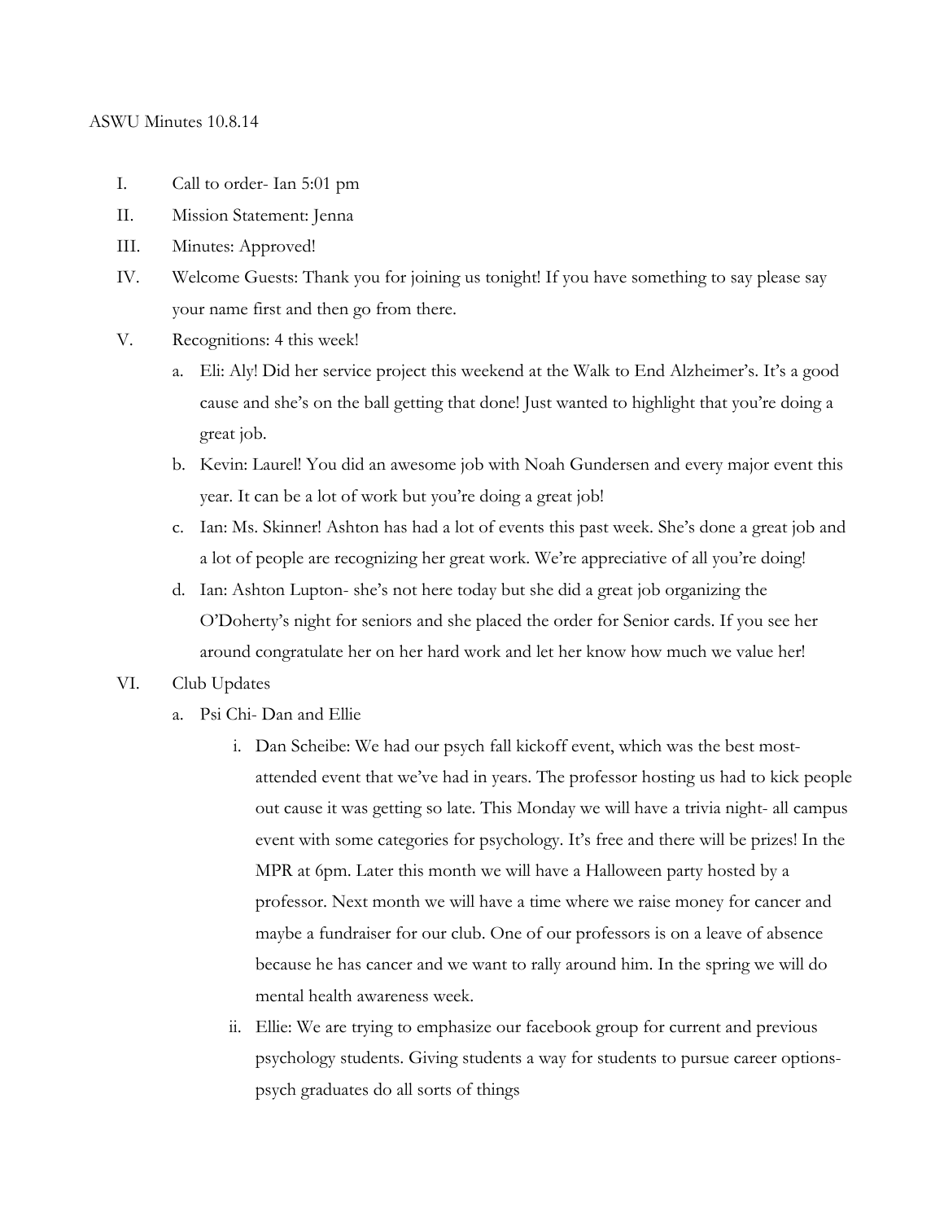ASWU Minutes 10.8.14

I. Call to order- Ian 5:01 pm
II. Mission Statement: Jenna
III. Minutes: Approved!
IV. Welcome Guests: Thank you for joining us tonight! If you have something to say please say your name first and then go from there.
V. Recognitions: 4 this week!
   a. Eli: Aly! Did her service project this weekend at the Walk to End Alzheimer's. It's a good cause and she's on the ball getting that done! Just wanted to highlight that you're doing a great job.
   b. Kevin: Laurel! You did an awesome job with Noah Gundersen and every major event this year. It can be a lot of work but you're doing a great job!
   c. Ian: Ms. Skinner! Ashton has had a lot of events this past week. She's done a great job and a lot of people are recognizing her great work. We're appreciative of all you're doing!
   d. Ian: Ashton Lupton- she's not here today but she did a great job organizing the O'Doherty's night for seniors and she placed the order for Senior cards. If you see her around congratulate her on her hard work and let her know how much we value her!
VI. Club Updates
   a. Psi Chi- Dan and Ellie
      i. Dan Scheibe: We had our psych fall kickoff event, which was the best most-attended event that we've had in years. The professor hosting us had to kick people out cause it was getting so late. This Monday we will have a trivia night- all campus event with some categories for psychology. It's free and there will be prizes! In the MPR at 6pm. Later this month we will have a Halloween party hosted by a professor. Next month we will have a time where we raise money for cancer and maybe a fundraiser for our club. One of our professors is on a leave of absence because he has cancer and we want to rally around him. In the spring we will do mental health awareness week.
      ii. Ellie: We are trying to emphasize our facebook group for current and previous psychology students. Giving students a way for students to pursue career options- psych graduates do all sorts of things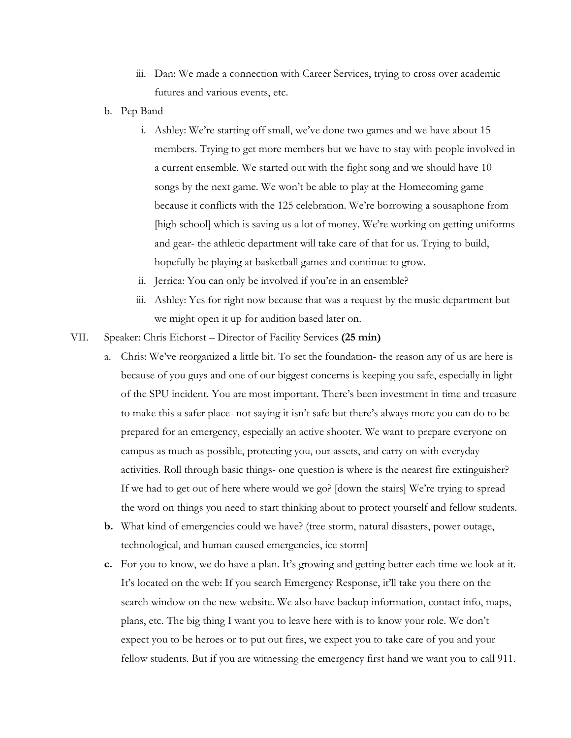iii. Dan: We made a connection with Career Services, trying to cross over academic futures and various events, etc.

b. Pep Band

   i. Ashley: We're starting off small, we've done two games and we have about 15 members. Trying to get more members but we have to stay with people involved in a current ensemble. We started out with the fight song and we should have 10 songs by the next game. We won't be able to play at the Homecoming game because it conflicts with the 125 celebration. We're borrowing a sousaphone from [high school] which is saving us a lot of money. We're working on getting uniforms and gear- the athletic department will take care of that for us. Trying to build, hopefully be playing at basketball games and continue to grow.

   ii. Jerrica: You can only be involved if you're in an ensemble?

   iii. Ashley: Yes for right now because that was a request by the music department but we might open it up for audition based later on.

VII. Speaker: Chris Eichorst – Director of Facility Services **(25 min)**

a. Chris: We've reorganized a little bit. To set the foundation- the reason any of us are here is because of you guys and one of our biggest concerns is keeping you safe, especially in light of the SPU incident. You are most important. There's been investment in time and treasure to make this a safer place- not saying it isn't safe but there's always more you can do to be prepared for an emergency, especially an active shooter. We want to prepare everyone on campus as much as possible, protecting you, our assets, and carry on with everyday activities. Roll through basic things- one question is where is the nearest fire extinguisher? If we had to get out of here where would we go? [down the stairs] We're trying to spread the word on things you need to start thinking about to protect yourself and fellow students.

**b.** What kind of emergencies could we have? (tree storm, natural disasters, power outage, technological, and human caused emergencies, ice storm]

**c.** For you to know, we do have a plan. It's growing and getting better each time we look at it. It's located on the web: If you search Emergency Response, it'll take you there on the search window on the new website. We also have backup information, contact info, maps, plans, etc. The big thing I want you to leave here with is to know your role. We don't expect you to be heroes or to put out fires, we expect you to take care of you and your fellow students. But if you are witnessing the emergency first hand we want you to call 911.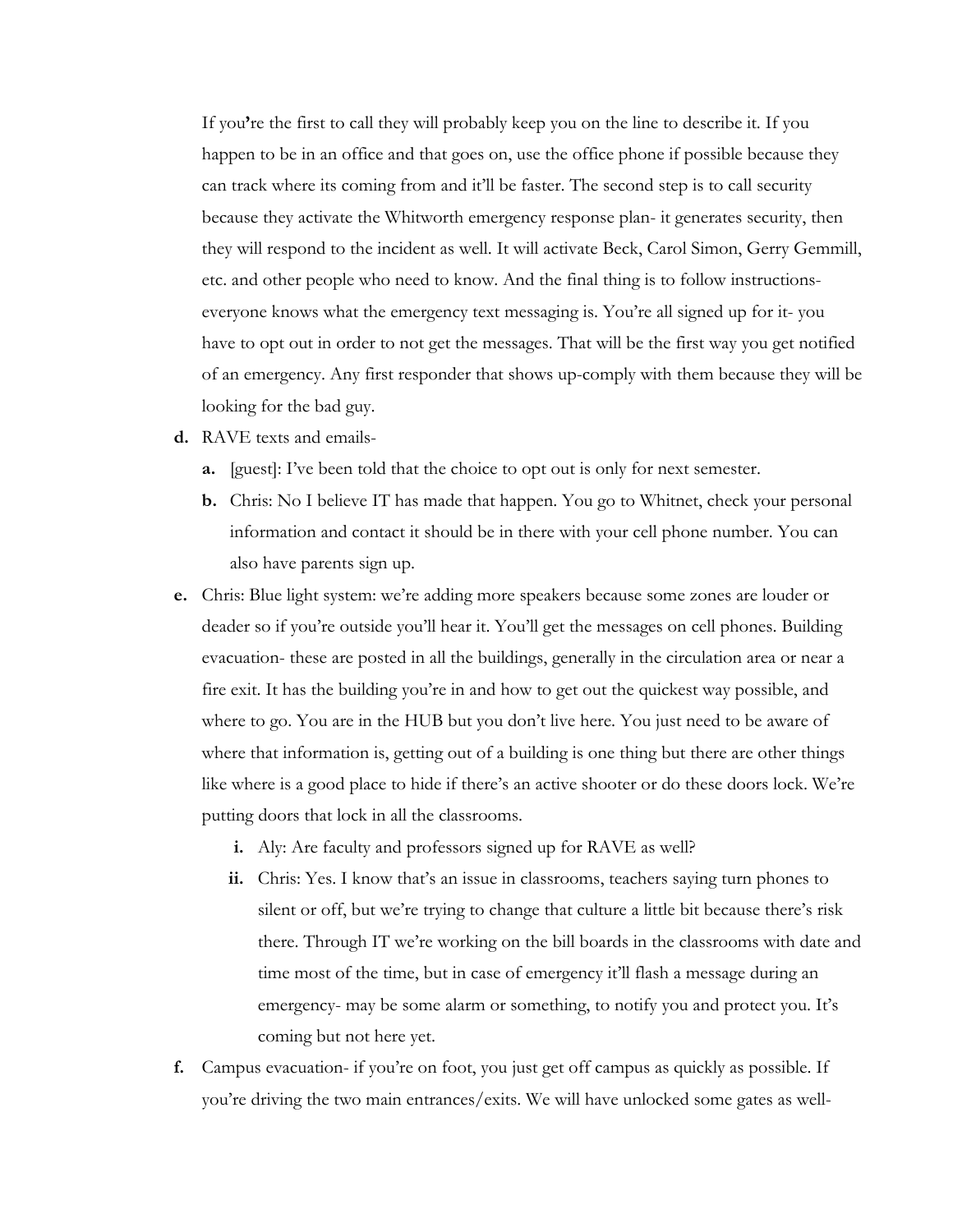If you're the first to call they will probably keep you on the line to describe it. If you happen to be in an office and that goes on, use the office phone if possible because they can track where its coming from and it'll be faster. The second step is to call security because they activate the Whitworth emergency response plan- it generates security, then they will respond to the incident as well. It will activate Beck, Carol Simon, Gerry Gemmill, etc. and other people who need to know. And the final thing is to follow instructions- everyone knows what the emergency text messaging is. You're all signed up for it- you have to opt out in order to not get the messages. That will be the first way you get notified of an emergency. Any first responder that shows up-comply with them because they will be looking for the bad guy.

- **d.** RAVE texts and emails-
  - **a.** [guest]: I've been told that the choice to opt out is only for next semester.
  - **b.** Chris: No I believe IT has made that happen. You go to Whitnet, check your personal information and contact it should be in there with your cell phone number. You can also have parents sign up.
- **e.** Chris: Blue light system: we're adding more speakers because some zones are louder or deader so if you're outside you'll hear it. You'll get the messages on cell phones. Building evacuation- these are posted in all the buildings, generally in the circulation area or near a fire exit. It has the building you're in and how to get out the quickest way possible, and where to go. You are in the HUB but you don't live here. You just need to be aware of where that information is, getting out of a building is one thing but there are other things like where is a good place to hide if there's an active shooter or do these doors lock. We're putting doors that lock in all the classrooms.
  - **i.** Aly: Are faculty and professors signed up for RAVE as well?
  - **ii.** Chris: Yes. I know that's an issue in classrooms, teachers saying turn phones to silent or off, but we're trying to change that culture a little bit because there's risk there. Through IT we're working on the bill boards in the classrooms with date and time most of the time, but in case of emergency it'll flash a message during an emergency- may be some alarm or something, to notify you and protect you. It's coming but not here yet.
- **f.** Campus evacuation- if you're on foot, you just get off campus as quickly as possible. If you're driving the two main entrances/exits. We will have unlocked some gates as well-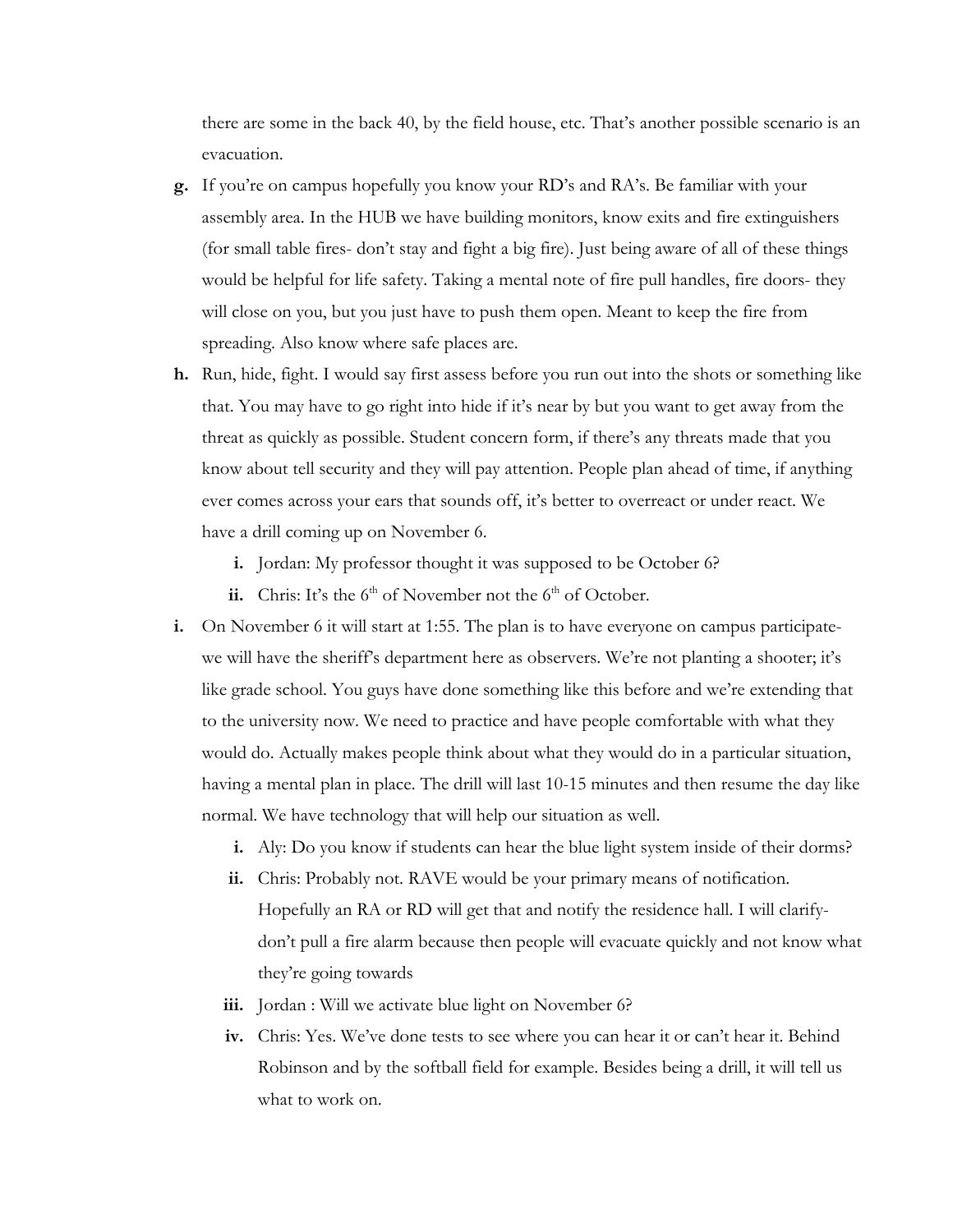there are some in the back 40, by the field house, etc. That's another possible scenario is an evacuation.

g. If you're on campus hopefully you know your RD's and RA's. Be familiar with your assembly area. In the HUB we have building monitors, know exits and fire extinguishers (for small table fires- don't stay and fight a big fire). Just being aware of all of these things would be helpful for life safety. Taking a mental note of fire pull handles, fire doors- they will close on you, but you just have to push them open. Meant to keep the fire from spreading. Also know where safe places are.

h. Run, hide, fight. I would say first assess before you run out into the shots or something like that. You may have to go right into hide if it's near by but you want to get away from the threat as quickly as possible. Student concern form, if there's any threats made that you know about tell security and they will pay attention. People plan ahead of time, if anything ever comes across your ears that sounds off, it's better to overreact or under react. We have a drill coming up on November 6.

   i. Jordan: My professor thought it was supposed to be October 6?

   ii. Chris: It's the 6th of November not the 6th of October.

i. On November 6 it will start at 1:55. The plan is to have everyone on campus participate- we will have the sheriff's department here as observers. We're not planting a shooter; it's like grade school. You guys have done something like this before and we're extending that to the university now. We need to practice and have people comfortable with what they would do. Actually makes people think about what they would do in a particular situation, having a mental plan in place. The drill will last 10-15 minutes and then resume the day like normal. We have technology that will help our situation as well.

   i. Aly: Do you know if students can hear the blue light system inside of their dorms?

   ii. Chris: Probably not. RAVE would be your primary means of notification. Hopefully an RA or RD will get that and notify the residence hall. I will clarify- don't pull a fire alarm because then people will evacuate quickly and not know what they're going towards

   iii. Jordan : Will we activate blue light on November 6?

   iv. Chris: Yes. We've done tests to see where you can hear it or can't hear it. Behind Robinson and by the softball field for example. Besides being a drill, it will tell us what to work on.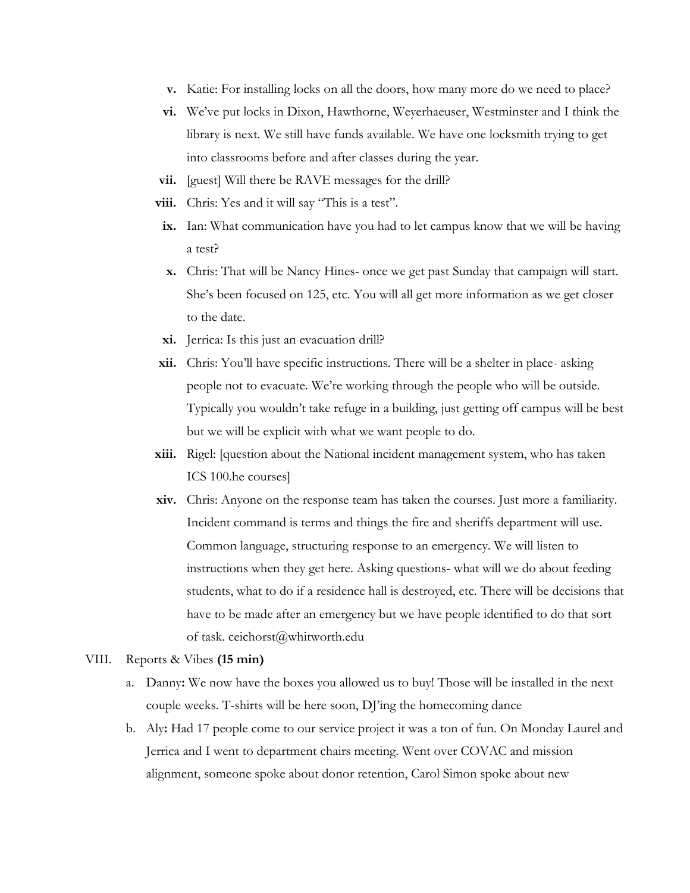v. Katie: For installing locks on all the doors, how many more do we need to place?

vi. We've put locks in Dixon, Hawthorne, Weyerhaeuser, Westminster and I think the library is next. We still have funds available. We have one locksmith trying to get into classrooms before and after classes during the year.

vii. [guest] Will there be RAVE messages for the drill?

viii. Chris: Yes and it will say "This is a test".

ix. Ian: What communication have you had to let campus know that we will be having a test?

x. Chris: That will be Nancy Hines- once we get past Sunday that campaign will start. She's been focused on 125, etc. You will all get more information as we get closer to the date.

xi. Jerrica: Is this just an evacuation drill?

xii. Chris: You'll have specific instructions. There will be a shelter in place- asking people not to evacuate. We're working through the people who will be outside. Typically you wouldn't take refuge in a building, just getting off campus will be best but we will be explicit with what we want people to do.

xiii. Rigel: [question about the National incident management system, who has taken ICS 100.he courses]

xiv. Chris: Anyone on the response team has taken the courses. Just more a familiarity. Incident command is terms and things the fire and sheriffs department will use. Common language, structuring response to an emergency. We will listen to instructions when they get here. Asking questions- what will we do about feeding students, what to do if a residence hall is destroyed, etc. There will be decisions that have to be made after an emergency but we have people identified to do that sort of task. ceichorst@whitworth.edu

VIII. Reports & Vibes **(15 min)**

a. Danny**:** We now have the boxes you allowed us to buy! Those will be installed in the next couple weeks. T-shirts will be here soon, DJ'ing the homecoming dance

b. Aly**:** Had 17 people come to our service project it was a ton of fun. On Monday Laurel and Jerrica and I went to department chairs meeting. Went over COVAC and mission alignment, someone spoke about donor retention, Carol Simon spoke about new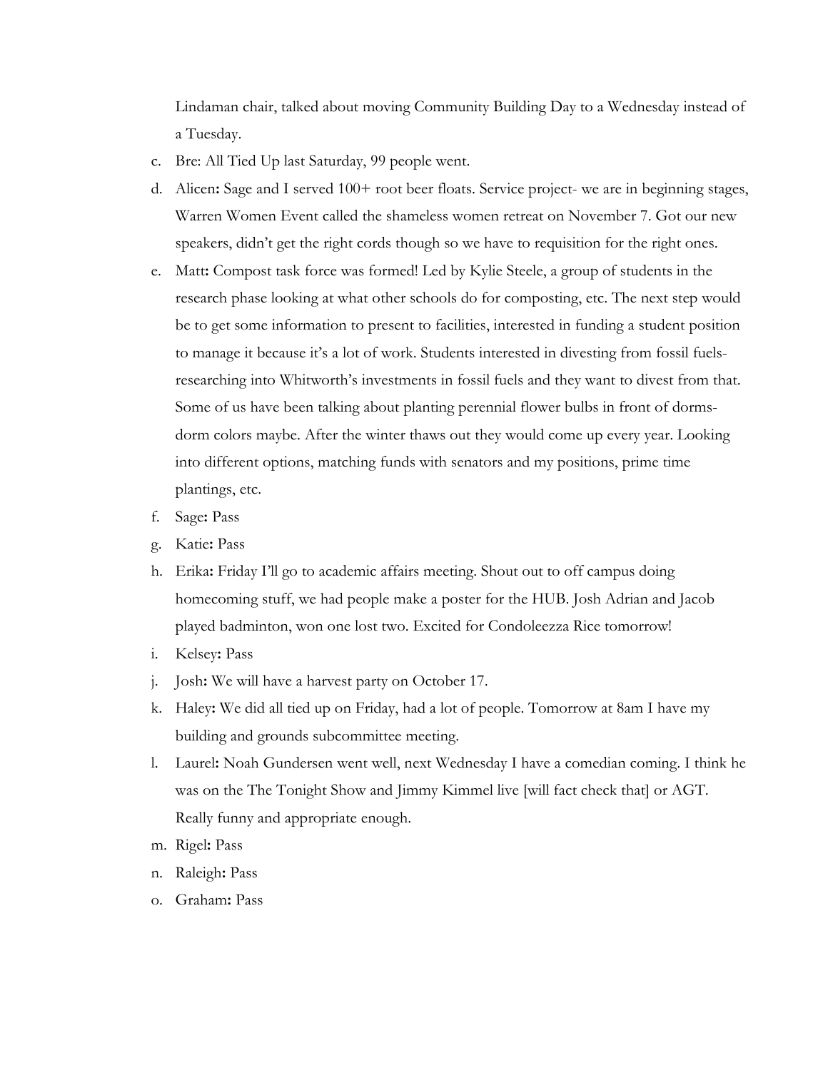Lindaman chair, talked about moving Community Building Day to a Wednesday instead of a Tuesday.

c. Bre: All Tied Up last Saturday, 99 people went.
d. Alicen**:** Sage and I served 100+ root beer floats. Service project- we are in beginning stages, Warren Women Event called the shameless women retreat on November 7. Got our new speakers, didn't get the right cords though so we have to requisition for the right ones.
e. Matt**:** Compost task force was formed! Led by Kylie Steele, a group of students in the research phase looking at what other schools do for composting, etc. The next step would be to get some information to present to facilities, interested in funding a student position to manage it because it's a lot of work. Students interested in divesting from fossil fuels- researching into Whitworth's investments in fossil fuels and they want to divest from that. Some of us have been talking about planting perennial flower bulbs in front of dorms- dorm colors maybe. After the winter thaws out they would come up every year. Looking into different options, matching funds with senators and my positions, prime time plantings, etc.
f. Sage**:** Pass
g. Katie**:** Pass
h. Erika**:** Friday I'll go to academic affairs meeting. Shout out to off campus doing homecoming stuff, we had people make a poster for the HUB. Josh Adrian and Jacob played badminton, won one lost two. Excited for Condoleezza Rice tomorrow!
i. Kelsey**:** Pass
j. Josh**:** We will have a harvest party on October 17.
k. Haley**:** We did all tied up on Friday, had a lot of people. Tomorrow at 8am I have my building and grounds subcommittee meeting.
l. Laurel**:** Noah Gundersen went well, next Wednesday I have a comedian coming. I think he was on the The Tonight Show and Jimmy Kimmel live [will fact check that] or AGT. Really funny and appropriate enough.
m. Rigel**:** Pass
n. Raleigh**:** Pass
o. Graham**:** Pass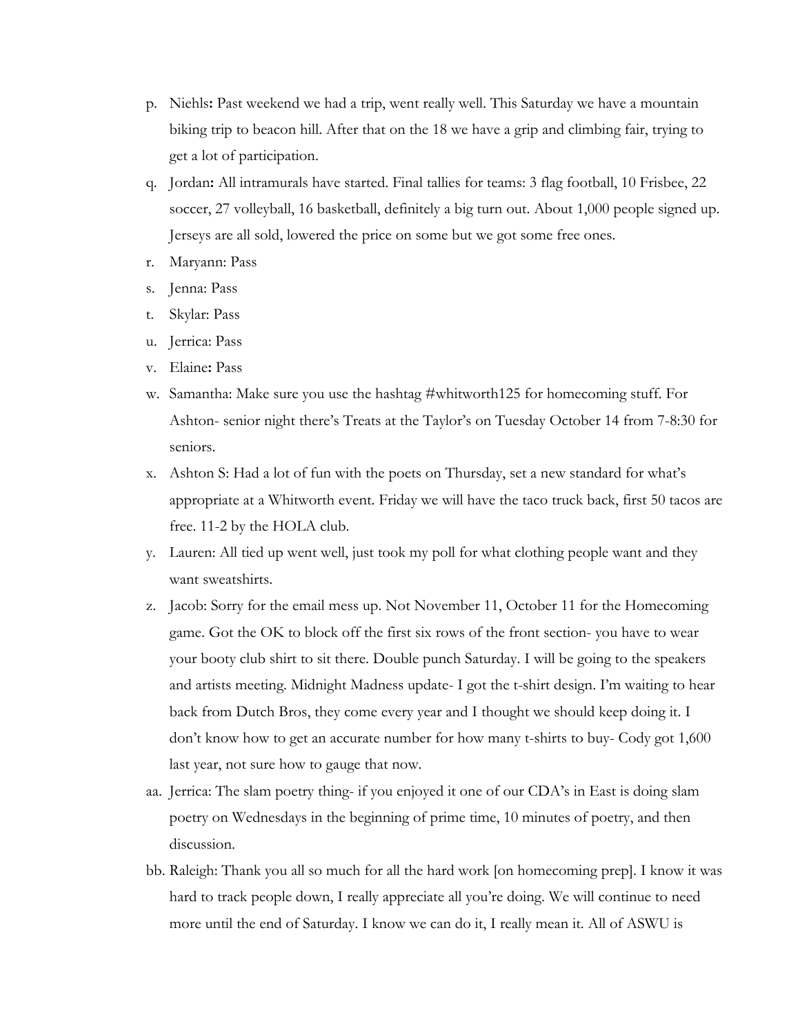p. Niehls**:** Past weekend we had a trip, went really well. This Saturday we have a mountain biking trip to beacon hill. After that on the 18 we have a grip and climbing fair, trying to get a lot of participation.

q. Jordan**:** All intramurals have started. Final tallies for teams: 3 flag football, 10 Frisbee, 22 soccer, 27 volleyball, 16 basketball, definitely a big turn out. About 1,000 people signed up. Jerseys are all sold, lowered the price on some but we got some free ones.

r. Maryann: Pass

s. Jenna: Pass

t. Skylar: Pass

u. Jerrica: Pass

v. Elaine**:** Pass

w. Samantha: Make sure you use the hashtag #whitworth125 for homecoming stuff. For Ashton- senior night there's Treats at the Taylor's on Tuesday October 14 from 7-8:30 for seniors.

x. Ashton S: Had a lot of fun with the poets on Thursday, set a new standard for what's appropriate at a Whitworth event. Friday we will have the taco truck back, first 50 tacos are free. 11-2 by the HOLA club.

y. Lauren: All tied up went well, just took my poll for what clothing people want and they want sweatshirts.

z. Jacob: Sorry for the email mess up. Not November 11, October 11 for the Homecoming game. Got the OK to block off the first six rows of the front section- you have to wear your booty club shirt to sit there. Double punch Saturday. I will be going to the speakers and artists meeting. Midnight Madness update- I got the t-shirt design. I'm waiting to hear back from Dutch Bros, they come every year and I thought we should keep doing it. I don't know how to get an accurate number for how many t-shirts to buy- Cody got 1,600 last year, not sure how to gauge that now.

aa. Jerrica: The slam poetry thing- if you enjoyed it one of our CDA's in East is doing slam poetry on Wednesdays in the beginning of prime time, 10 minutes of poetry, and then discussion.

bb. Raleigh: Thank you all so much for all the hard work [on homecoming prep]. I know it was hard to track people down, I really appreciate all you're doing. We will continue to need more until the end of Saturday. I know we can do it, I really mean it. All of ASWU is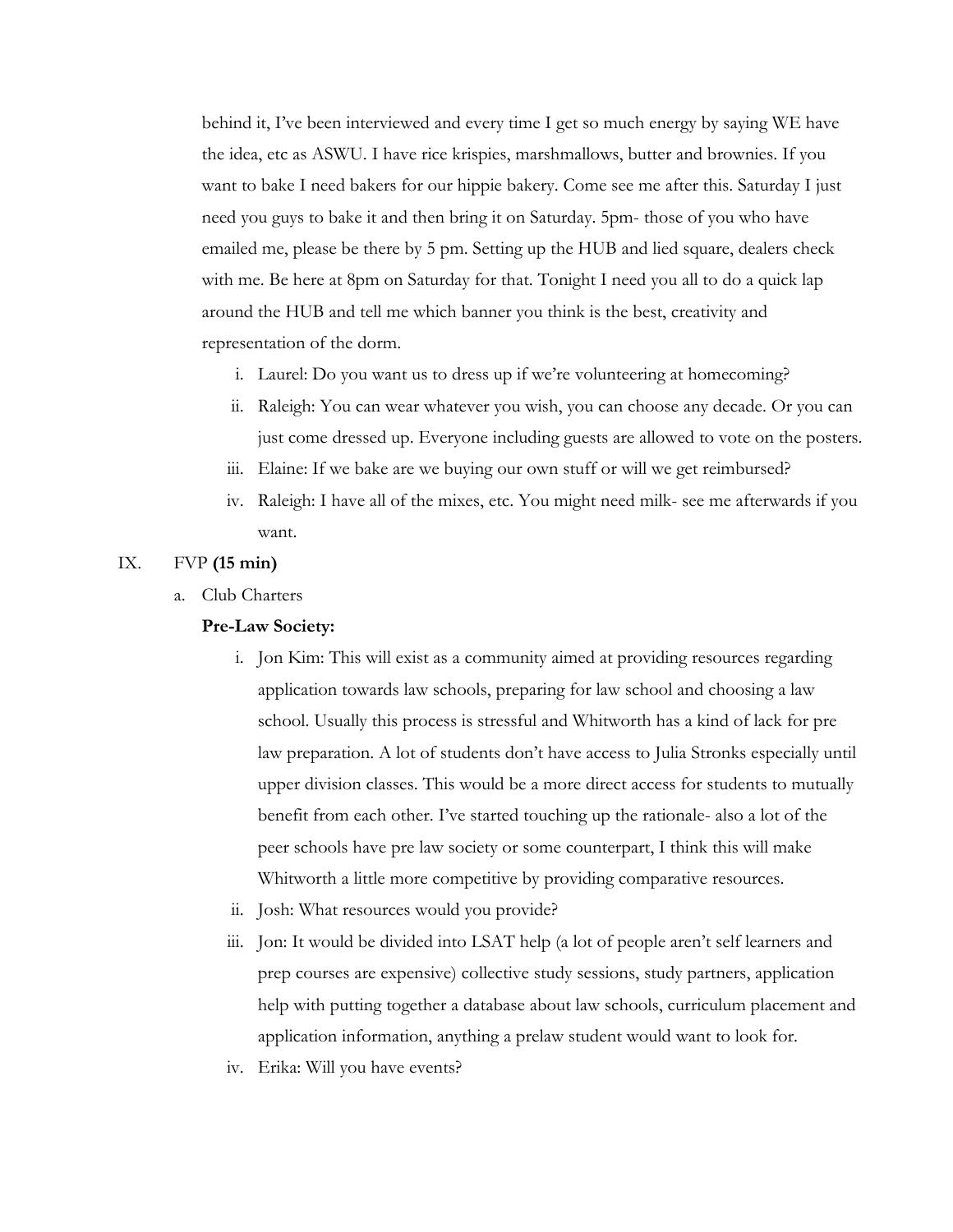behind it, I've been interviewed and every time I get so much energy by saying WE have the idea, etc as ASWU. I have rice krispies, marshmallows, butter and brownies. If you want to bake I need bakers for our hippie bakery. Come see me after this. Saturday I just need you guys to bake it and then bring it on Saturday. 5pm- those of you who have emailed me, please be there by 5 pm. Setting up the HUB and lied square, dealers check with me. Be here at 8pm on Saturday for that. Tonight I need you all to do a quick lap around the HUB and tell me which banner you think is the best, creativity and representation of the dorm.

  i. Laurel: Do you want us to dress up if we're volunteering at homecoming?
  ii. Raleigh: You can wear whatever you wish, you can choose any decade. Or you can just come dressed up. Everyone including guests are allowed to vote on the posters.
  iii. Elaine: If we bake are we buying our own stuff or will we get reimbursed?
  iv. Raleigh: I have all of the mixes, etc. You might need milk- see me afterwards if you want.

IX. FVP **(15 min)**

  a. Club Charters

  **Pre-Law Society:**

  i. Jon Kim: This will exist as a community aimed at providing resources regarding application towards law schools, preparing for law school and choosing a law school. Usually this process is stressful and Whitworth has a kind of lack for pre law preparation. A lot of students don't have access to Julia Stronks especially until upper division classes. This would be a more direct access for students to mutually benefit from each other. I've started touching up the rationale- also a lot of the peer schools have pre law society or some counterpart, I think this will make Whitworth a little more competitive by providing comparative resources.
  ii. Josh: What resources would you provide?
  iii. Jon: It would be divided into LSAT help (a lot of people aren't self learners and prep courses are expensive) collective study sessions, study partners, application help with putting together a database about law schools, curriculum placement and application information, anything a prelaw student would want to look for.
  iv. Erika: Will you have events?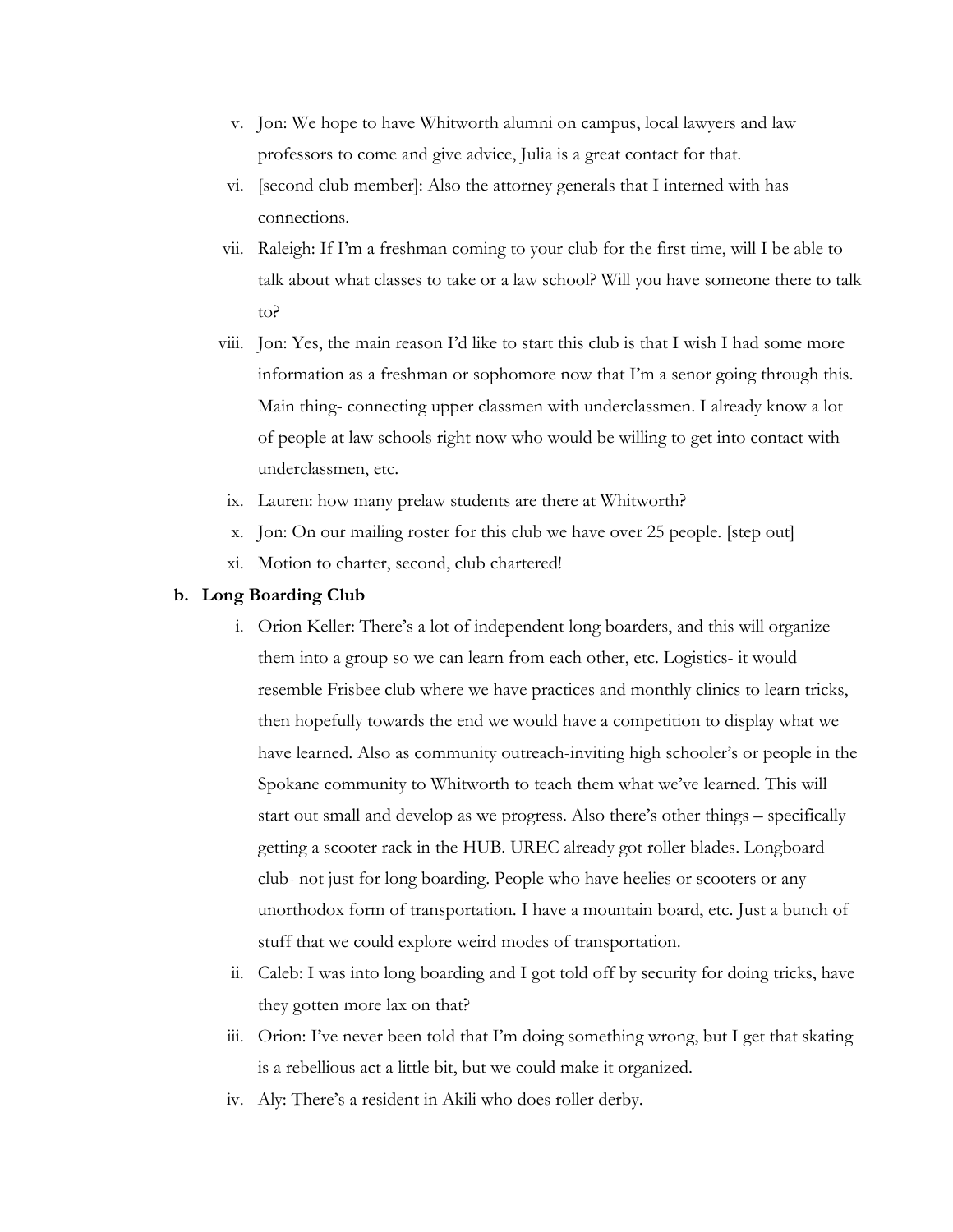v. Jon: We hope to have Whitworth alumni on campus, local lawyers and law professors to come and give advice, Julia is a great contact for that.

vi. [second club member]: Also the attorney generals that I interned with has connections.

vii. Raleigh: If I'm a freshman coming to your club for the first time, will I be able to talk about what classes to take or a law school? Will you have someone there to talk to?

viii. Jon: Yes, the main reason I'd like to start this club is that I wish I had some more information as a freshman or sophomore now that I'm a senor going through this. Main thing- connecting upper classmen with underclassmen. I already know a lot of people at law schools right now who would be willing to get into contact with underclassmen, etc.

ix. Lauren: how many prelaw students are there at Whitworth?

x. Jon: On our mailing roster for this club we have over 25 people. [step out]

xi. Motion to charter, second, club chartered!

**b. Long Boarding Club**

i. Orion Keller: There's a lot of independent long boarders, and this will organize them into a group so we can learn from each other, etc. Logistics- it would resemble Frisbee club where we have practices and monthly clinics to learn tricks, then hopefully towards the end we would have a competition to display what we have learned. Also as community outreach-inviting high schooler's or people in the Spokane community to Whitworth to teach them what we've learned. This will start out small and develop as we progress. Also there's other things – specifically getting a scooter rack in the HUB. UREC already got roller blades. Longboard club- not just for long boarding. People who have heelies or scooters or any unorthodox form of transportation. I have a mountain board, etc. Just a bunch of stuff that we could explore weird modes of transportation.

ii. Caleb: I was into long boarding and I got told off by security for doing tricks, have they gotten more lax on that?

iii. Orion: I've never been told that I'm doing something wrong, but I get that skating is a rebellious act a little bit, but we could make it organized.

iv. Aly: There's a resident in Akili who does roller derby.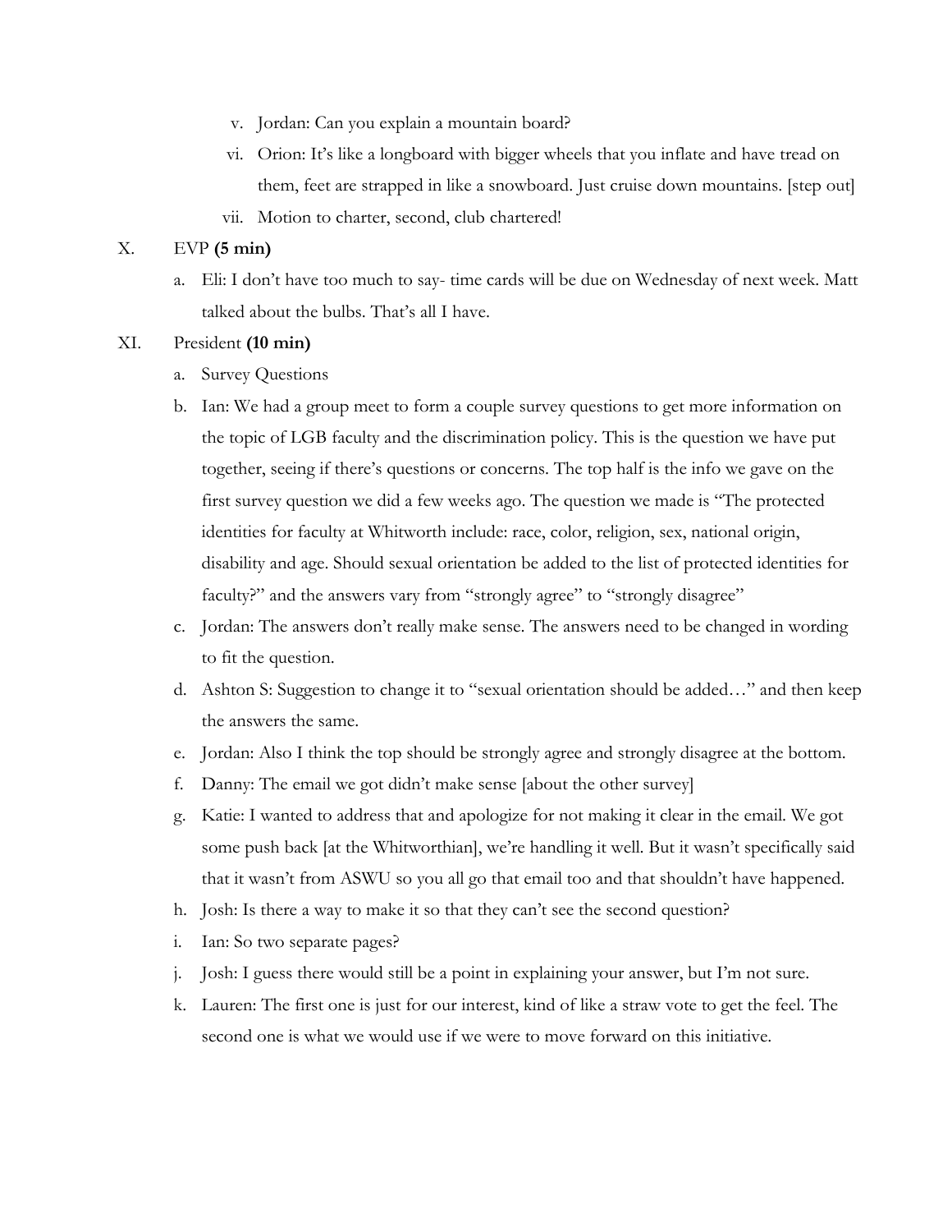v. Jordan: Can you explain a mountain board?

vi. Orion: It's like a longboard with bigger wheels that you inflate and have tread on them, feet are strapped in like a snowboard. Just cruise down mountains. [step out]

vii. Motion to charter, second, club chartered!

X. EVP **(5 min)**

a. Eli: I don't have too much to say- time cards will be due on Wednesday of next week. Matt talked about the bulbs. That's all I have.

XI. President **(10 min)**

a. Survey Questions

b. Ian: We had a group meet to form a couple survey questions to get more information on the topic of LGB faculty and the discrimination policy. This is the question we have put together, seeing if there's questions or concerns. The top half is the info we gave on the first survey question we did a few weeks ago. The question we made is "The protected identities for faculty at Whitworth include: race, color, religion, sex, national origin, disability and age. Should sexual orientation be added to the list of protected identities for faculty?" and the answers vary from "strongly agree" to "strongly disagree"

c. Jordan: The answers don't really make sense. The answers need to be changed in wording to fit the question.

d. Ashton S: Suggestion to change it to "sexual orientation should be added…" and then keep the answers the same.

e. Jordan: Also I think the top should be strongly agree and strongly disagree at the bottom.

f. Danny: The email we got didn't make sense [about the other survey]

g. Katie: I wanted to address that and apologize for not making it clear in the email. We got some push back [at the Whitworthian], we're handling it well. But it wasn't specifically said that it wasn't from ASWU so you all go that email too and that shouldn't have happened.

h. Josh: Is there a way to make it so that they can't see the second question?

i. Ian: So two separate pages?

j. Josh: I guess there would still be a point in explaining your answer, but I'm not sure.

k. Lauren: The first one is just for our interest, kind of like a straw vote to get the feel. The second one is what we would use if we were to move forward on this initiative.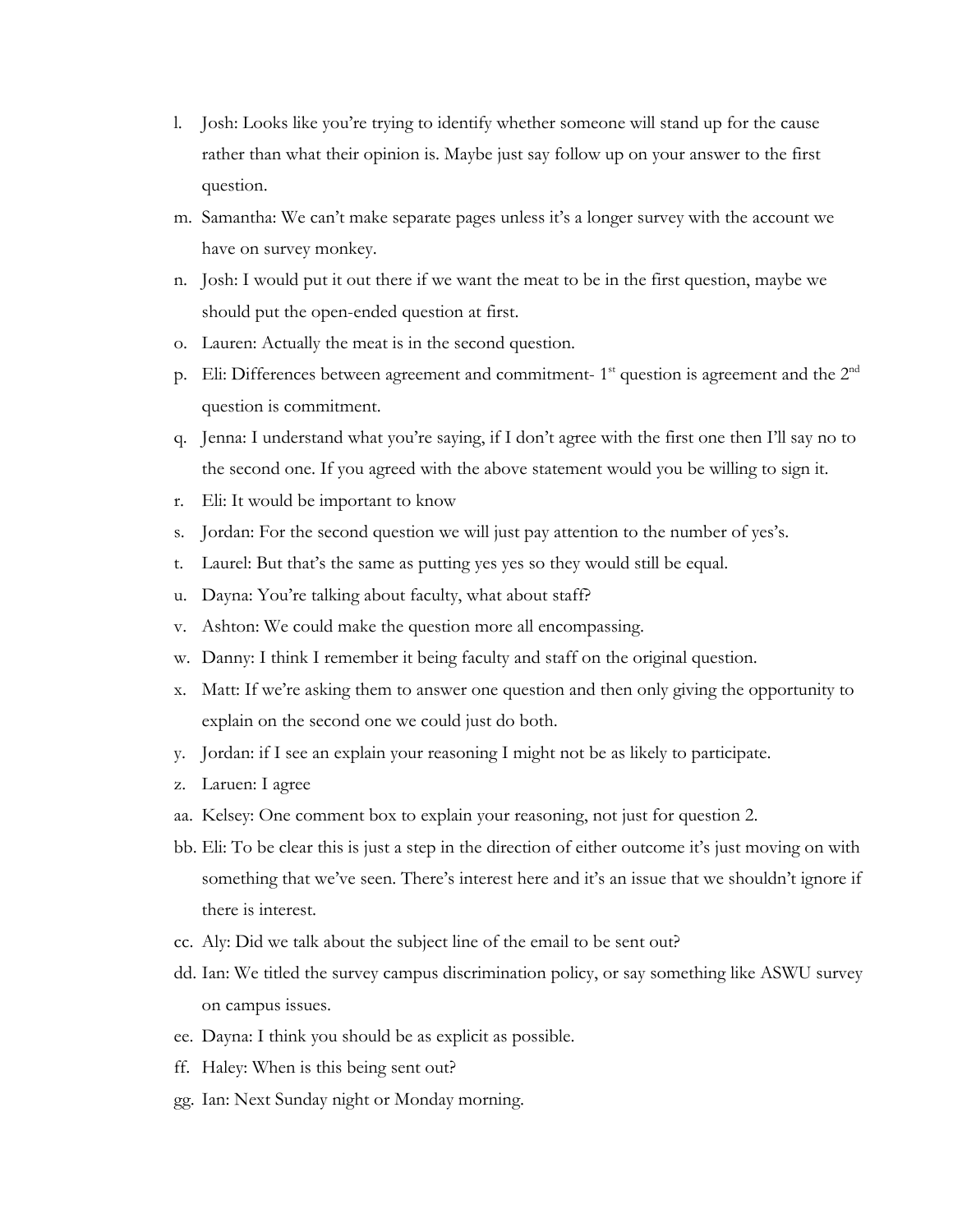l. Josh: Looks like you're trying to identify whether someone will stand up for the cause rather than what their opinion is. Maybe just say follow up on your answer to the first question.

m. Samantha: We can't make separate pages unless it's a longer survey with the account we have on survey monkey.

n. Josh: I would put it out there if we want the meat to be in the first question, maybe we should put the open-ended question at first.

o. Lauren: Actually the meat is in the second question.

p. Eli: Differences between agreement and commitment- 1st question is agreement and the 2nd question is commitment.

q. Jenna: I understand what you're saying, if I don't agree with the first one then I'll say no to the second one. If you agreed with the above statement would you be willing to sign it.

r. Eli: It would be important to know

s. Jordan: For the second question we will just pay attention to the number of yes's.

t. Laurel: But that's the same as putting yes yes so they would still be equal.

u. Dayna: You're talking about faculty, what about staff?

v. Ashton: We could make the question more all encompassing.

w. Danny: I think I remember it being faculty and staff on the original question.

x. Matt: If we're asking them to answer one question and then only giving the opportunity to explain on the second one we could just do both.

y. Jordan: if I see an explain your reasoning I might not be as likely to participate.

z. Laruen: I agree

aa. Kelsey: One comment box to explain your reasoning, not just for question 2.

bb. Eli: To be clear this is just a step in the direction of either outcome it's just moving on with something that we've seen. There's interest here and it's an issue that we shouldn't ignore if there is interest.

cc. Aly: Did we talk about the subject line of the email to be sent out?

dd. Ian: We titled the survey campus discrimination policy, or say something like ASWU survey on campus issues.

ee. Dayna: I think you should be as explicit as possible.

ff. Haley: When is this being sent out?

gg. Ian: Next Sunday night or Monday morning.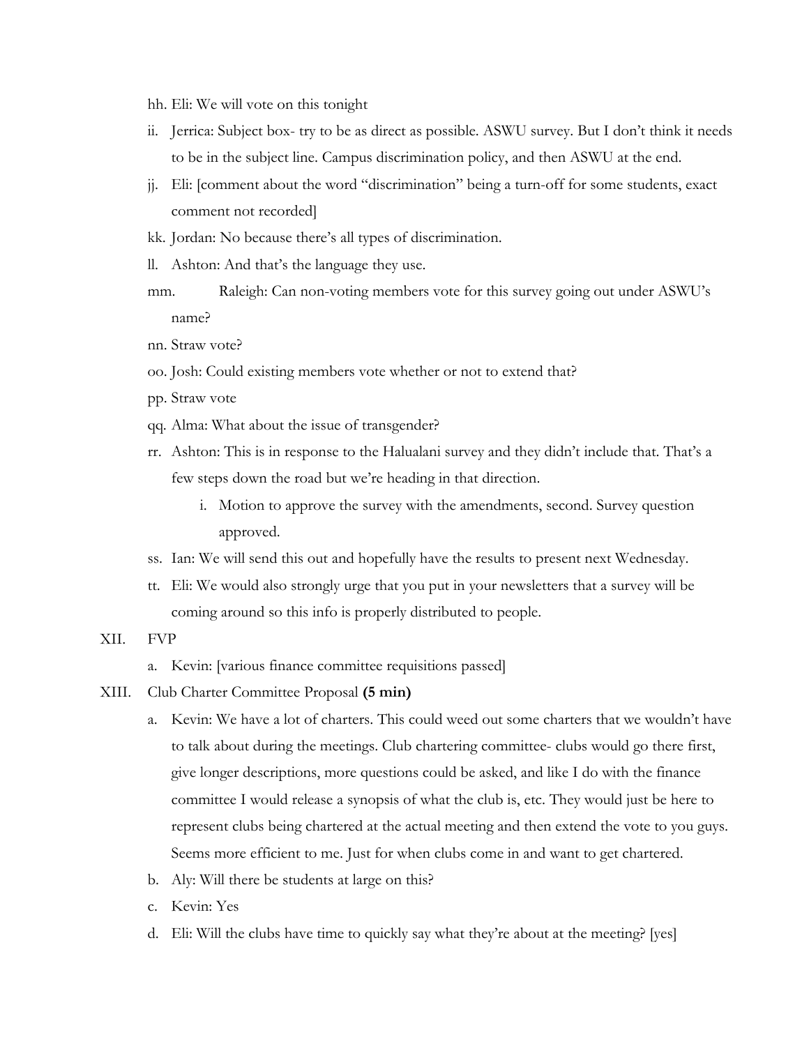hh. Eli: We will vote on this tonight

ii. Jerrica: Subject box- try to be as direct as possible. ASWU survey. But I don't think it needs to be in the subject line. Campus discrimination policy, and then ASWU at the end.

jj. Eli: [comment about the word "discrimination" being a turn-off for some students, exact comment not recorded]

kk. Jordan: No because there's all types of discrimination.

ll. Ashton: And that's the language they use.

mm. Raleigh: Can non-voting members vote for this survey going out under ASWU's name?

nn. Straw vote?

oo. Josh: Could existing members vote whether or not to extend that?

pp. Straw vote

qq. Alma: What about the issue of transgender?

rr. Ashton: This is in response to the Halualani survey and they didn't include that. That's a few steps down the road but we're heading in that direction.

   i. Motion to approve the survey with the amendments, second. Survey question approved.

ss. Ian: We will send this out and hopefully have the results to present next Wednesday.

tt. Eli: We would also strongly urge that you put in your newsletters that a survey will be coming around so this info is properly distributed to people.

XII. FVP

   a. Kevin: [various finance committee requisitions passed]

XIII. Club Charter Committee Proposal **(5 min)**

   a. Kevin: We have a lot of charters. This could weed out some charters that we wouldn't have to talk about during the meetings. Club chartering committee- clubs would go there first, give longer descriptions, more questions could be asked, and like I do with the finance committee I would release a synopsis of what the club is, etc. They would just be here to represent clubs being chartered at the actual meeting and then extend the vote to you guys. Seems more efficient to me. Just for when clubs come in and want to get chartered.

   b. Aly: Will there be students at large on this?

   c. Kevin: Yes

   d. Eli: Will the clubs have time to quickly say what they're about at the meeting? [yes]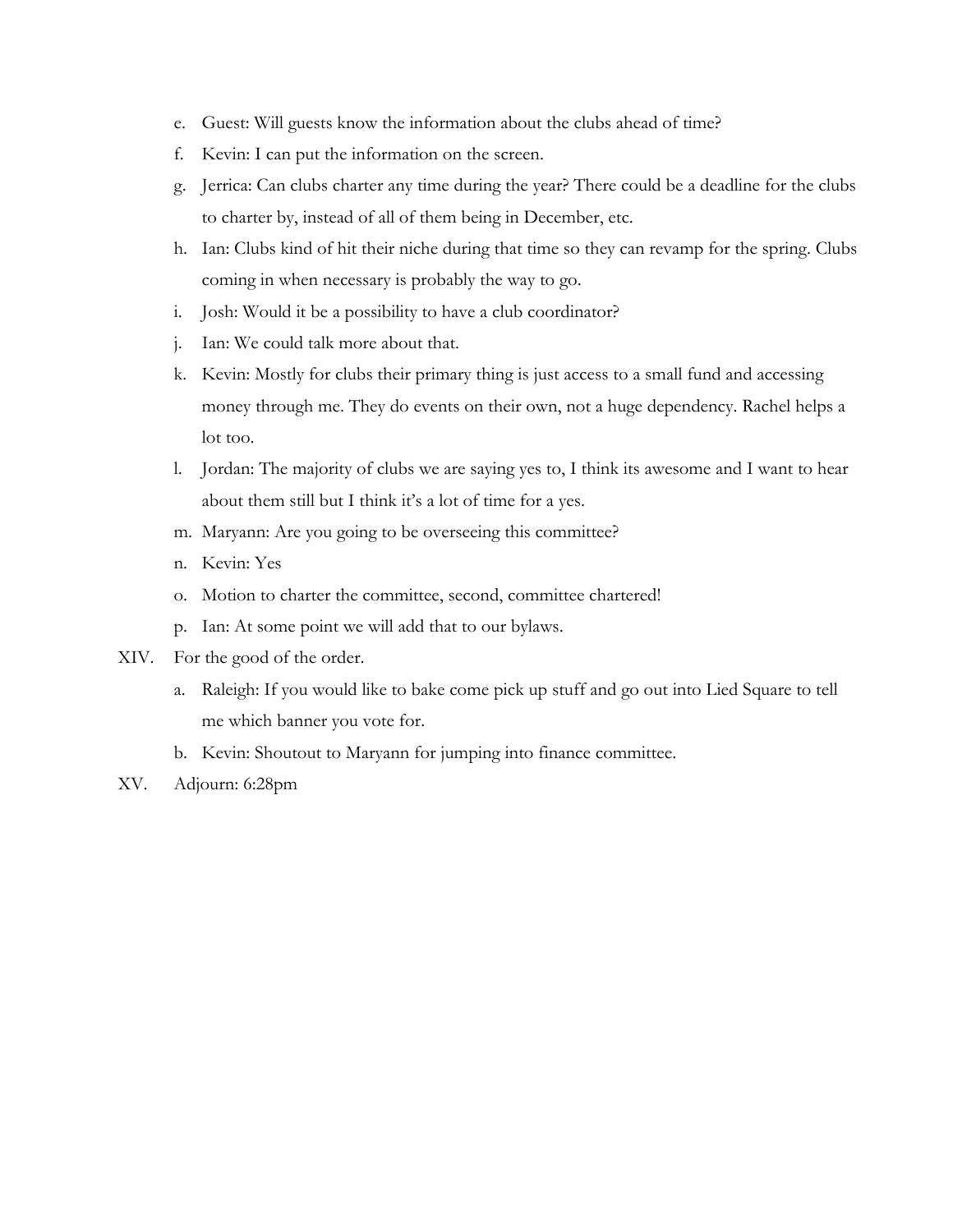e. Guest: Will guests know the information about the clubs ahead of time?

f. Kevin: I can put the information on the screen.

g. Jerrica: Can clubs charter any time during the year? There could be a deadline for the clubs to charter by, instead of all of them being in December, etc.

h. Ian: Clubs kind of hit their niche during that time so they can revamp for the spring. Clubs coming in when necessary is probably the way to go.

i. Josh: Would it be a possibility to have a club coordinator?

j. Ian: We could talk more about that.

k. Kevin: Mostly for clubs their primary thing is just access to a small fund and accessing money through me. They do events on their own, not a huge dependency. Rachel helps a lot too.

l. Jordan: The majority of clubs we are saying yes to, I think its awesome and I want to hear about them still but I think it's a lot of time for a yes.

m. Maryann: Are you going to be overseeing this committee?

n. Kevin: Yes

o. Motion to charter the committee, second, committee chartered!

p. Ian: At some point we will add that to our bylaws.

XIV. For the good of the order.

a. Raleigh: If you would like to bake come pick up stuff and go out into Lied Square to tell me which banner you vote for.

b. Kevin: Shoutout to Maryann for jumping into finance committee.

XV. Adjourn: 6:28pm